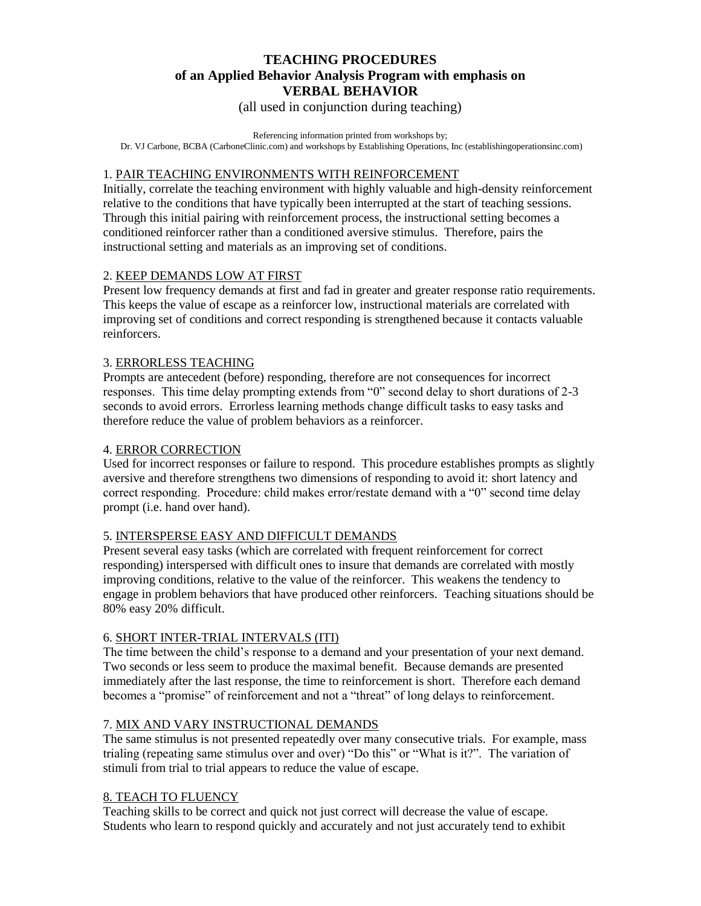# TEACHING PROCEDURES of an Applied Behavior Analysis Program with emphasis on VERBAL BEHAVIOR

(all used in conjunction during teaching)

Referencing information printed from workshops by;
Dr. VJ Carbone, BCBA (CarboneClinic.com) and workshops by Establishing Operations, Inc (establishingoperationsinc.com)

1. PAIR TEACHING ENVIRONMENTS WITH REINFORCEMENT

Initially, correlate the teaching environment with highly valuable and high-density reinforcement relative to the conditions that have typically been interrupted at the start of teaching sessions. Through this initial pairing with reinforcement process, the instructional setting becomes a conditioned reinforcer rather than a conditioned aversive stimulus. Therefore, pairs the instructional setting and materials as an improving set of conditions.

2. KEEP DEMANDS LOW AT FIRST

Present low frequency demands at first and fad in greater and greater response ratio requirements. This keeps the value of escape as a reinforcer low, instructional materials are correlated with improving set of conditions and correct responding is strengthened because it contacts valuable reinforcers.

3. ERRORLESS TEACHING

Prompts are antecedent (before) responding, therefore are not consequences for incorrect responses. This time delay prompting extends from "0" second delay to short durations of 2-3 seconds to avoid errors. Errorless learning methods change difficult tasks to easy tasks and therefore reduce the value of problem behaviors as a reinforcer.

4. ERROR CORRECTION

Used for incorrect responses or failure to respond. This procedure establishes prompts as slightly aversive and therefore strengthens two dimensions of responding to avoid it: short latency and correct responding. Procedure: child makes error/restate demand with a "0" second time delay prompt (i.e. hand over hand).

5. INTERSPERSE EASY AND DIFFICULT DEMANDS

Present several easy tasks (which are correlated with frequent reinforcement for correct responding) interspersed with difficult ones to insure that demands are correlated with mostly improving conditions, relative to the value of the reinforcer. This weakens the tendency to engage in problem behaviors that have produced other reinforcers. Teaching situations should be 80% easy 20% difficult.

6. SHORT INTER-TRIAL INTERVALS (ITI)

The time between the child's response to a demand and your presentation of your next demand. Two seconds or less seem to produce the maximal benefit. Because demands are presented immediately after the last response, the time to reinforcement is short. Therefore each demand becomes a "promise" of reinforcement and not a "threat" of long delays to reinforcement.

7. MIX AND VARY INSTRUCTIONAL DEMANDS

The same stimulus is not presented repeatedly over many consecutive trials. For example, mass trialing (repeating same stimulus over and over) "Do this" or "What is it?". The variation of stimuli from trial to trial appears to reduce the value of escape.

8. TEACH TO FLUENCY

Teaching skills to be correct and quick not just correct will decrease the value of escape. Students who learn to respond quickly and accurately and not just accurately tend to exhibit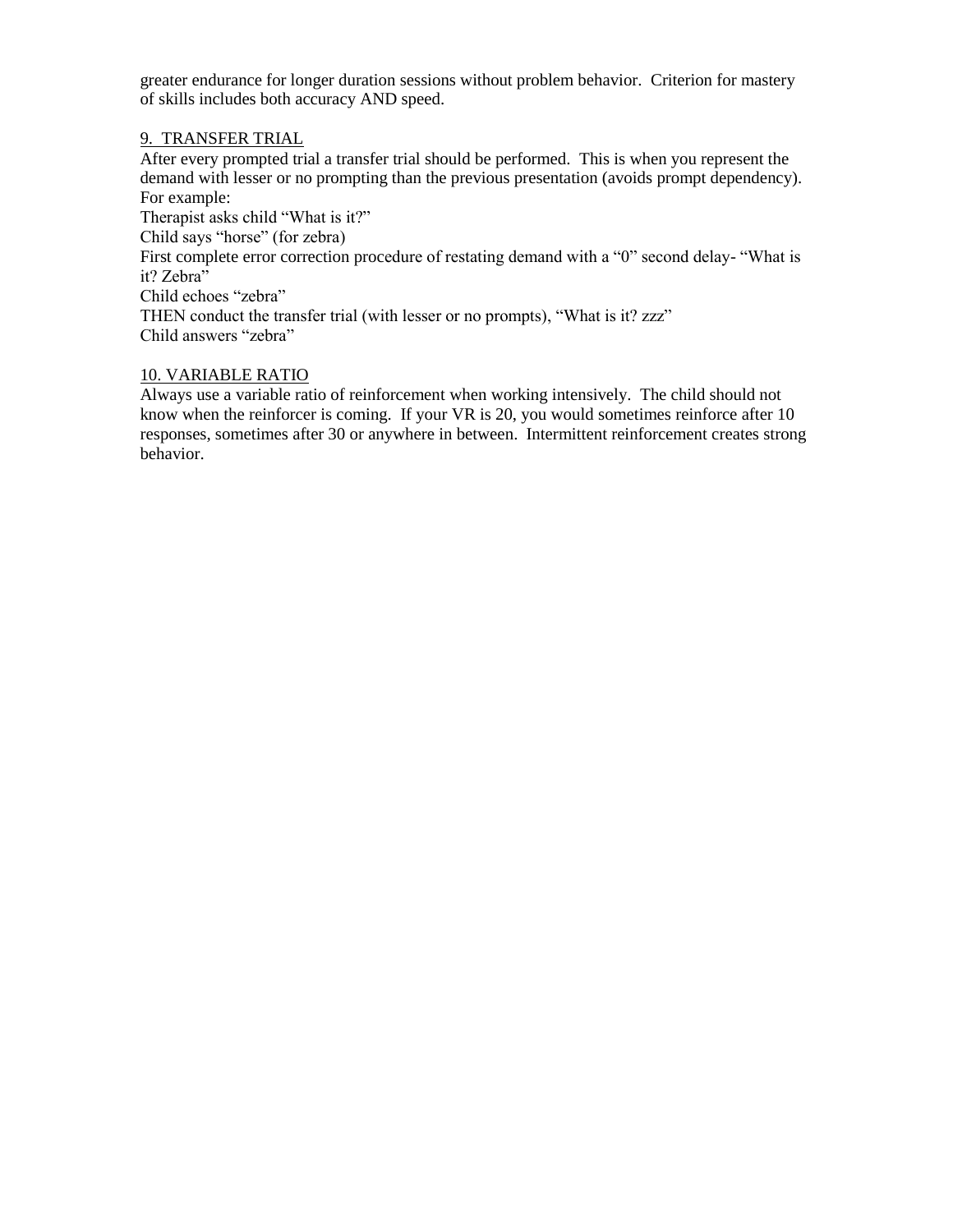greater endurance for longer duration sessions without problem behavior. Criterion for mastery of skills includes both accuracy AND speed.

<u>9. TRANSFER TRIAL</u>

After every prompted trial a transfer trial should be performed. This is when you represent the demand with lesser or no prompting than the previous presentation (avoids prompt dependency). For example:

Therapist asks child "What is it?"

Child says "horse" (for zebra)

First complete error correction procedure of restating demand with a "0" second delay- "What is it? Zebra"

Child echoes "zebra"

THEN conduct the transfer trial (with lesser or no prompts), "What is it? zzz"

Child answers "zebra"

<u>10. VARIABLE RATIO</u>

Always use a variable ratio of reinforcement when working intensively. The child should not know when the reinforcer is coming. If your VR is 20, you would sometimes reinforce after 10 responses, sometimes after 30 or anywhere in between. Intermittent reinforcement creates strong behavior.